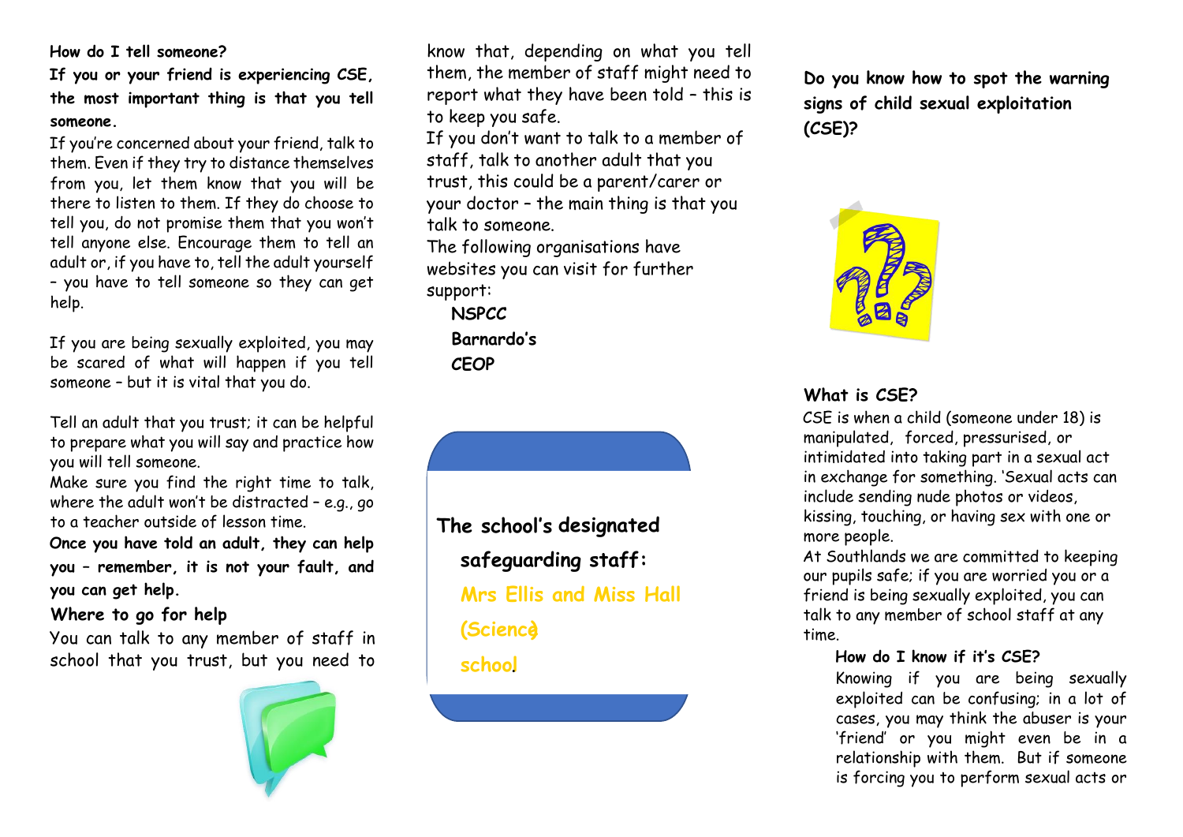**How do I tell someone?**

**If you or your friend is experiencing CSE, the most important thing is that you tell someone.**

If you're concerned about your friend, talk to them. Even if they try to distance themselves from you, let them know that you will be there to listen to them. If they do choose to tell you, do not promise them that you won't tell anyone else. Encourage them to tell an adult or, if you have to, tell the adult yourself – you have to tell someone so they can get help.

If you are being sexually exploited, you may be scared of what will happen if you tell someone – but it is vital that you do.

Tell an adult that you trust; it can be helpful to prepare what you will say and practice how you will tell someone.

Make sure you find the right time to talk, where the adult won't be distracted – e.g., go to a teacher outside of lesson time.

**Once you have told an adult, they can help you – remember, it is not your fault, and you can get help.**

**Where to go for help**

You can talk to any member of staff in school that you trust, but you need to know that, depending on what you tell them, the member of staff might need to report what they have been told – this is to keep you safe.

If you don't want to talk to a member of staff, talk to another adult that you trust, this could be a parent/carer or your doctor – the main thing is that you talk to someone.

The following organisations have websites you can visit for further support:

- **NSPCC**
- **Barnardo's**
- **CEOP**

**The school's designated safeguarding staff:**

**Mrs Ellis and Miss Hall (Science)**

**school**

**Do you know how to spot the warning signs of child sexual exploitation (CSE)?**

**What is CSE?**

CSE is when a child (someone under 18) is manipulated, forced, pressurised, or intimidated into taking part in a sexual act in exchange for something. 'Sexual acts can include sending nude photos or videos, kissing, touching, or having sex with one or more people.

At Southlands we are committed to keeping our pupils safe; if you are worried you or a friend is being sexually exploited, you can talk to any member of school staff at any time.

**How do I know if it's CSE?**

Knowing if you are being sexually exploited can be confusing; in a lot of cases, you may think the abuser is your 'friend' or you might even be in a relationship with them. But if someone is forcing you to perform sexual acts or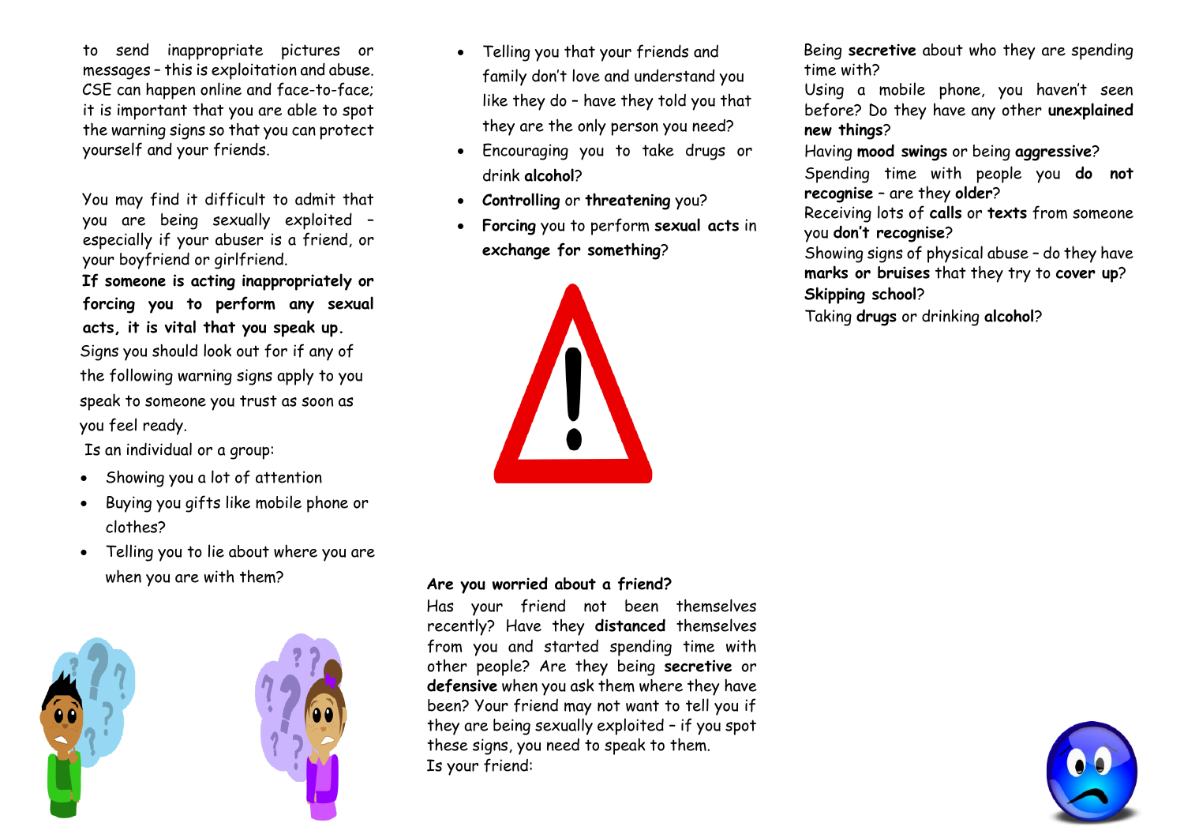to send inappropriate pictures or messages – this is exploitation and abuse. CSE can happen online and face-to-face; it is important that you are able to spot the warning signs so that you can protect yourself and your friends.

You may find it difficult to admit that you are being sexually exploited – especially if your abuser is a friend, or your boyfriend or girlfriend.

**If someone is acting inappropriately or forcing you to perform any sexual acts, it is vital that you speak up.**

Signs you should look out for if any of the following warning signs apply to you speak to someone you trust as soon as you feel ready.

Is an individual or a group:

- Showing you a lot of attention
- Buying you gifts like mobile phone or clothes?
- Telling you to lie about where you are when you are with them?
- Telling you that your friends and family don't love and understand you like they do – have they told you that they are the only person you need?
- Encouraging you to take drugs or drink **alcohol**?
- **Controlling** or **threatening** you?
- **Forcing** you to perform **sexual acts** in **exchange for something**?

**Are you worried about a friend?**

Has your friend not been themselves recently? Have they **distanced** themselves from you and started spending time with other people? Are they being **secretive** or **defensive** when you ask them where they have been? Your friend may not want to tell you if they are being sexually exploited – if you spot these signs, you need to speak to them.

Is your friend:

Being **secretive** about who they are spending time with?

Using a mobile phone, you haven't seen before? Do they have any other **unexplained new things**?

Having **mood swings** or being **aggressive**?

Spending time with people you **do not recognise** – are they **older**?

Receiving lots of **calls** or **texts** from someone you **don't recognise**?

Showing signs of physical abuse – do they have **marks or bruises** that they try to **cover up**?

**Skipping school**?

Taking **drugs** or drinking **alcohol**?